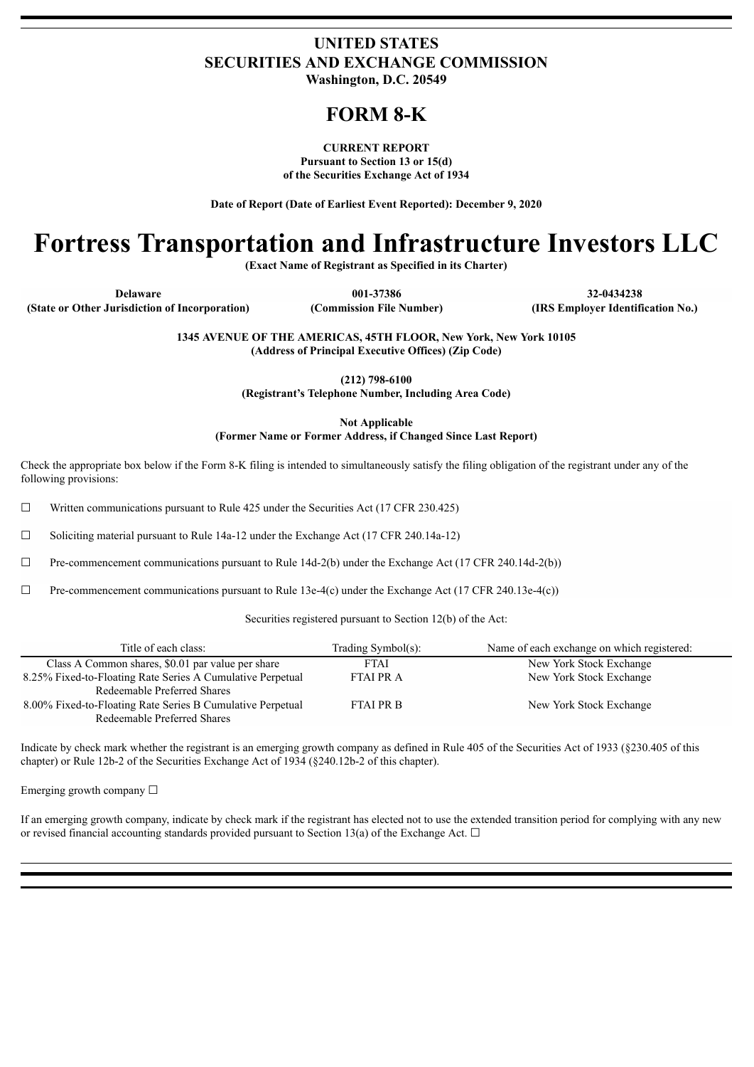**UNITED STATES**
**SECURITIES AND EXCHANGE COMMISSION**
**Washington, D.C. 20549**

# FORM 8-K

**CURRENT REPORT**
**Pursuant to Section 13 or 15(d)**
**of the Securities Exchange Act of 1934**

**Date of Report (Date of Earliest Event Reported): December 9, 2020**

# Fortress Transportation and Infrastructure Investors LLC

**(Exact Name of Registrant as Specified in its Charter)**

| Delaware | 001-37386 | 32-0434238 |
|---|---|---|
| (State or Other Jurisdiction of Incorporation) | (Commission File Number) | (IRS Employer Identification No.) |

**1345 AVENUE OF THE AMERICAS, 45TH FLOOR, New York, New York 10105**
**(Address of Principal Executive Offices) (Zip Code)**

**(212) 798-6100**
**(Registrant's Telephone Number, Including Area Code)**

**Not Applicable**
**(Former Name or Former Address, if Changed Since Last Report)**

Check the appropriate box below if the Form 8-K filing is intended to simultaneously satisfy the filing obligation of the registrant under any of the following provisions:

☐ Written communications pursuant to Rule 425 under the Securities Act (17 CFR 230.425)

☐ Soliciting material pursuant to Rule 14a-12 under the Exchange Act (17 CFR 240.14a-12)

☐ Pre-commencement communications pursuant to Rule 14d-2(b) under the Exchange Act (17 CFR 240.14d-2(b))

☐ Pre-commencement communications pursuant to Rule 13e-4(c) under the Exchange Act (17 CFR 240.13e-4(c))

Securities registered pursuant to Section 12(b) of the Act:

| Title of each class: | Trading Symbol(s): | Name of each exchange on which registered: |
|---|---|---|
| Class A Common shares, $0.01 par value per share | FTAI | New York Stock Exchange |
| 8.25% Fixed-to-Floating Rate Series A Cumulative Perpetual Redeemable Preferred Shares | FTAI PR A | New York Stock Exchange |
| 8.00% Fixed-to-Floating Rate Series B Cumulative Perpetual Redeemable Preferred Shares | FTAI PR B | New York Stock Exchange |

Indicate by check mark whether the registrant is an emerging growth company as defined in Rule 405 of the Securities Act of 1933 (§230.405 of this chapter) or Rule 12b-2 of the Securities Exchange Act of 1934 (§240.12b-2 of this chapter).

Emerging growth company ☐

If an emerging growth company, indicate by check mark if the registrant has elected not to use the extended transition period for complying with any new or revised financial accounting standards provided pursuant to Section 13(a) of the Exchange Act. ☐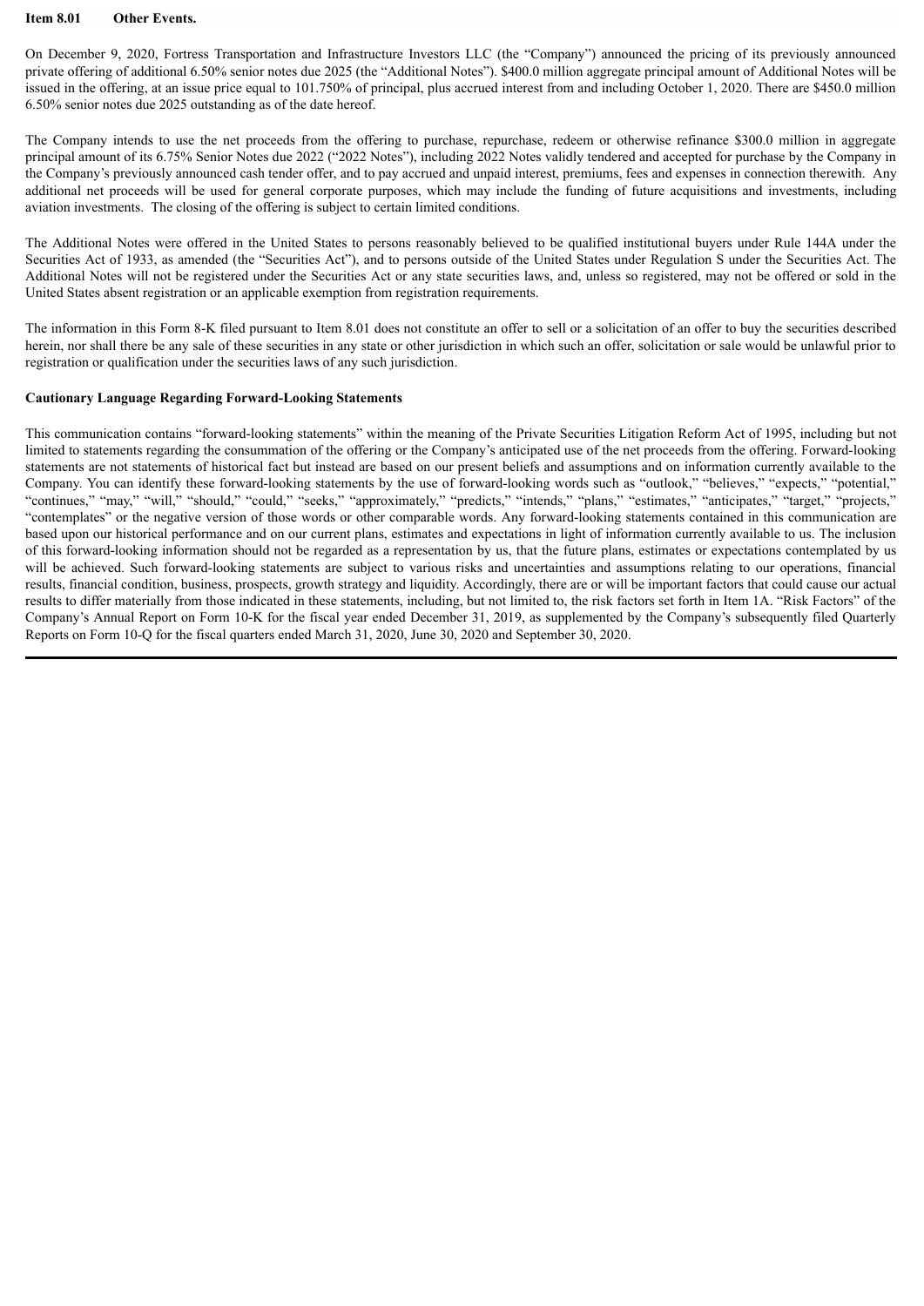**Item 8.01 Other Events.**

On December 9, 2020, Fortress Transportation and Infrastructure Investors LLC (the "Company") announced the pricing of its previously announced private offering of additional 6.50% senior notes due 2025 (the "Additional Notes"). $400.0 million aggregate principal amount of Additional Notes will be issued in the offering, at an issue price equal to 101.750% of principal, plus accrued interest from and including October 1, 2020. There are $450.0 million 6.50% senior notes due 2025 outstanding as of the date hereof.

The Company intends to use the net proceeds from the offering to purchase, repurchase, redeem or otherwise refinance $300.0 million in aggregate principal amount of its 6.75% Senior Notes due 2022 ("2022 Notes"), including 2022 Notes validly tendered and accepted for purchase by the Company in the Company's previously announced cash tender offer, and to pay accrued and unpaid interest, premiums, fees and expenses in connection therewith. Any additional net proceeds will be used for general corporate purposes, which may include the funding of future acquisitions and investments, including aviation investments. The closing of the offering is subject to certain limited conditions.

The Additional Notes were offered in the United States to persons reasonably believed to be qualified institutional buyers under Rule 144A under the Securities Act of 1933, as amended (the "Securities Act"), and to persons outside of the United States under Regulation S under the Securities Act. The Additional Notes will not be registered under the Securities Act or any state securities laws, and, unless so registered, may not be offered or sold in the United States absent registration or an applicable exemption from registration requirements.

The information in this Form 8-K filed pursuant to Item 8.01 does not constitute an offer to sell or a solicitation of an offer to buy the securities described herein, nor shall there be any sale of these securities in any state or other jurisdiction in which such an offer, solicitation or sale would be unlawful prior to registration or qualification under the securities laws of any such jurisdiction.

**Cautionary Language Regarding Forward-Looking Statements**

This communication contains "forward-looking statements" within the meaning of the Private Securities Litigation Reform Act of 1995, including but not limited to statements regarding the consummation of the offering or the Company's anticipated use of the net proceeds from the offering. Forward-looking statements are not statements of historical fact but instead are based on our present beliefs and assumptions and on information currently available to the Company. You can identify these forward-looking statements by the use of forward-looking words such as "outlook," "believes," "expects," "potential," "continues," "may," "will," "should," "could," "seeks," "approximately," "predicts," "intends," "plans," "estimates," "anticipates," "target," "projects," "contemplates" or the negative version of those words or other comparable words. Any forward-looking statements contained in this communication are based upon our historical performance and on our current plans, estimates and expectations in light of information currently available to us. The inclusion of this forward-looking information should not be regarded as a representation by us, that the future plans, estimates or expectations contemplated by us will be achieved. Such forward-looking statements are subject to various risks and uncertainties and assumptions relating to our operations, financial results, financial condition, business, prospects, growth strategy and liquidity. Accordingly, there are or will be important factors that could cause our actual results to differ materially from those indicated in these statements, including, but not limited to, the risk factors set forth in Item 1A. "Risk Factors" of the Company's Annual Report on Form 10-K for the fiscal year ended December 31, 2019, as supplemented by the Company's subsequently filed Quarterly Reports on Form 10-Q for the fiscal quarters ended March 31, 2020, June 30, 2020 and September 30, 2020.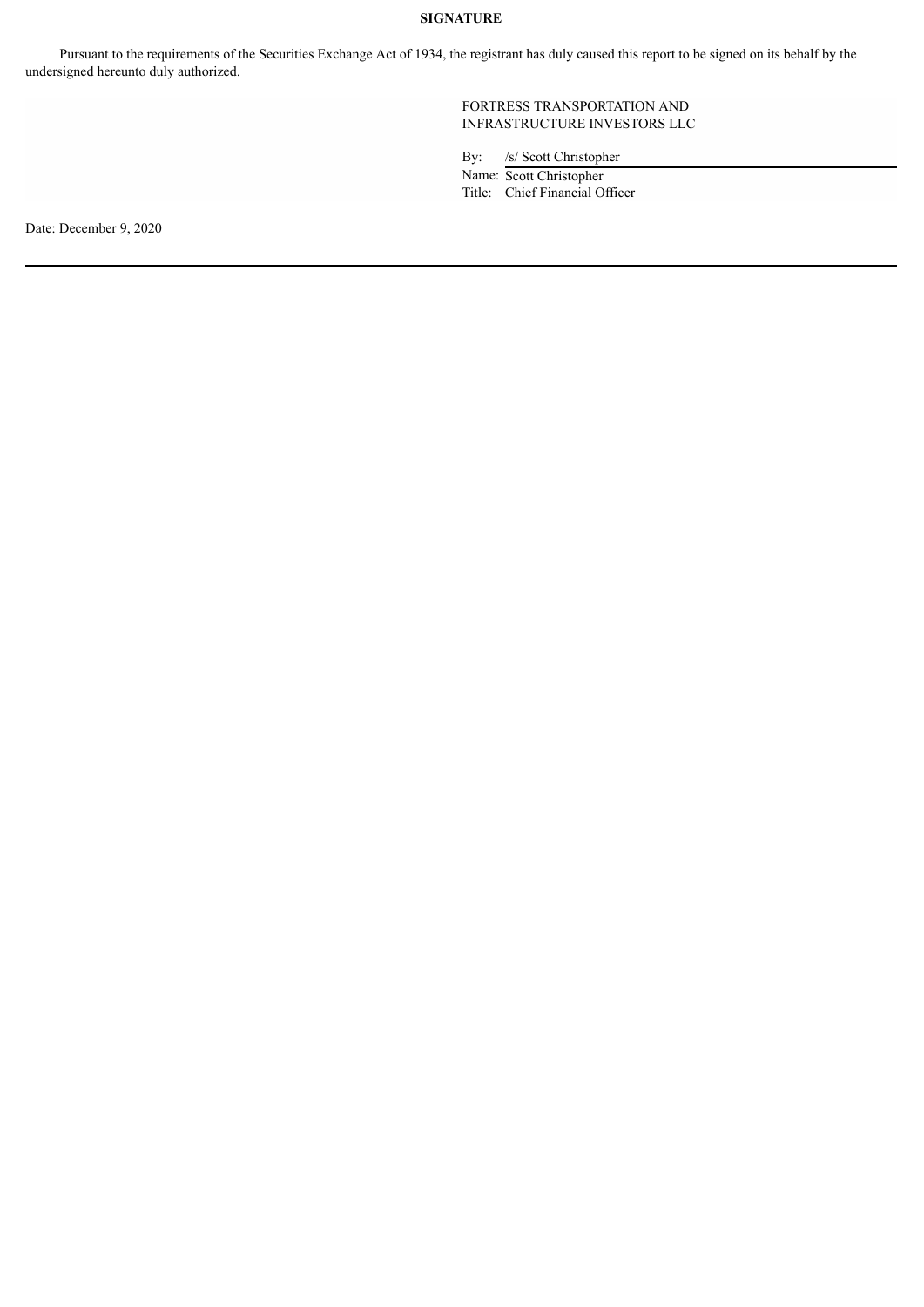**SIGNATURE**

Pursuant to the requirements of the Securities Exchange Act of 1934, the registrant has duly caused this report to be signed on its behalf by the undersigned hereunto duly authorized.

FORTRESS TRANSPORTATION AND
INFRASTRUCTURE INVESTORS LLC

By: /s/ Scott Christopher
Name: Scott Christopher
Title: Chief Financial Officer

Date: December 9, 2020